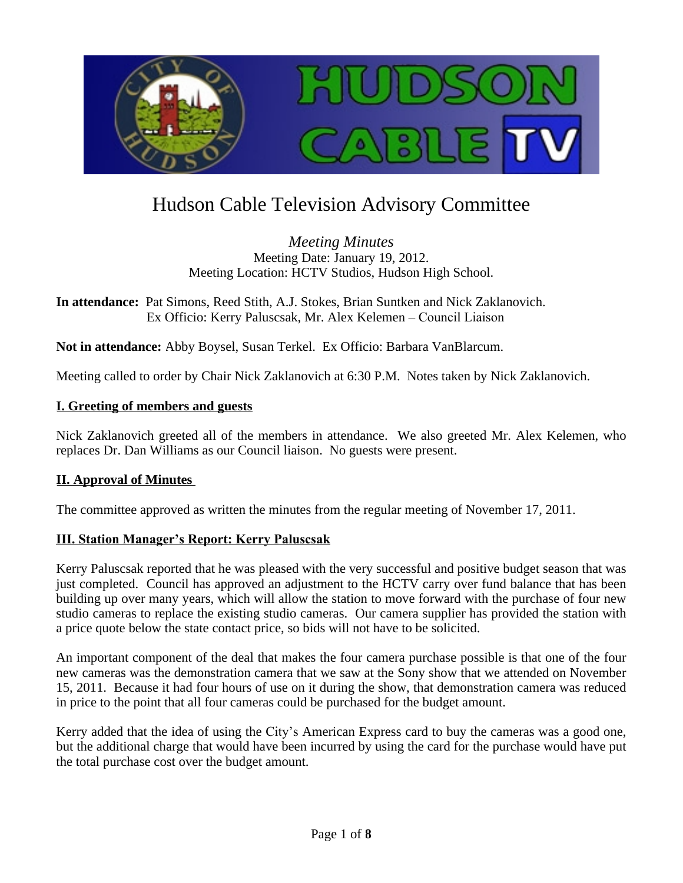# Hudson Cable Television Advisory Committee

*Meeting Minutes*
Meeting Date: January 19, 2012.
Meeting Location: HCTV Studios, Hudson High School.

**In attendance:** Pat Simons, Reed Stith, A.J. Stokes, Brian Suntken and Nick Zaklanovich.
Ex Officio: Kerry Paluscsak, Mr. Alex Kelemen – Council Liaison

**Not in attendance:** Abby Boysel, Susan Terkel. Ex Officio: Barbara VanBlarcum.

Meeting called to order by Chair Nick Zaklanovich at 6:30 P.M. Notes taken by Nick Zaklanovich.

## I. Greeting of members and guests

Nick Zaklanovich greeted all of the members in attendance. We also greeted Mr. Alex Kelemen, who replaces Dr. Dan Williams as our Council liaison. No guests were present.

## II. Approval of Minutes

The committee approved as written the minutes from the regular meeting of November 17, 2011.

## III. Station Manager's Report: Kerry Paluscsak

Kerry Paluscsak reported that he was pleased with the very successful and positive budget season that was just completed. Council has approved an adjustment to the HCTV carry over fund balance that has been building up over many years, which will allow the station to move forward with the purchase of four new studio cameras to replace the existing studio cameras. Our camera supplier has provided the station with a price quote below the state contact price, so bids will not have to be solicited.

An important component of the deal that makes the four camera purchase possible is that one of the four new cameras was the demonstration camera that we saw at the Sony show that we attended on November 15, 2011. Because it had four hours of use on it during the show, that demonstration camera was reduced in price to the point that all four cameras could be purchased for the budget amount.

Kerry added that the idea of using the City's American Express card to buy the cameras was a good one, but the additional charge that would have been incurred by using the card for the purchase would have put the total purchase cost over the budget amount.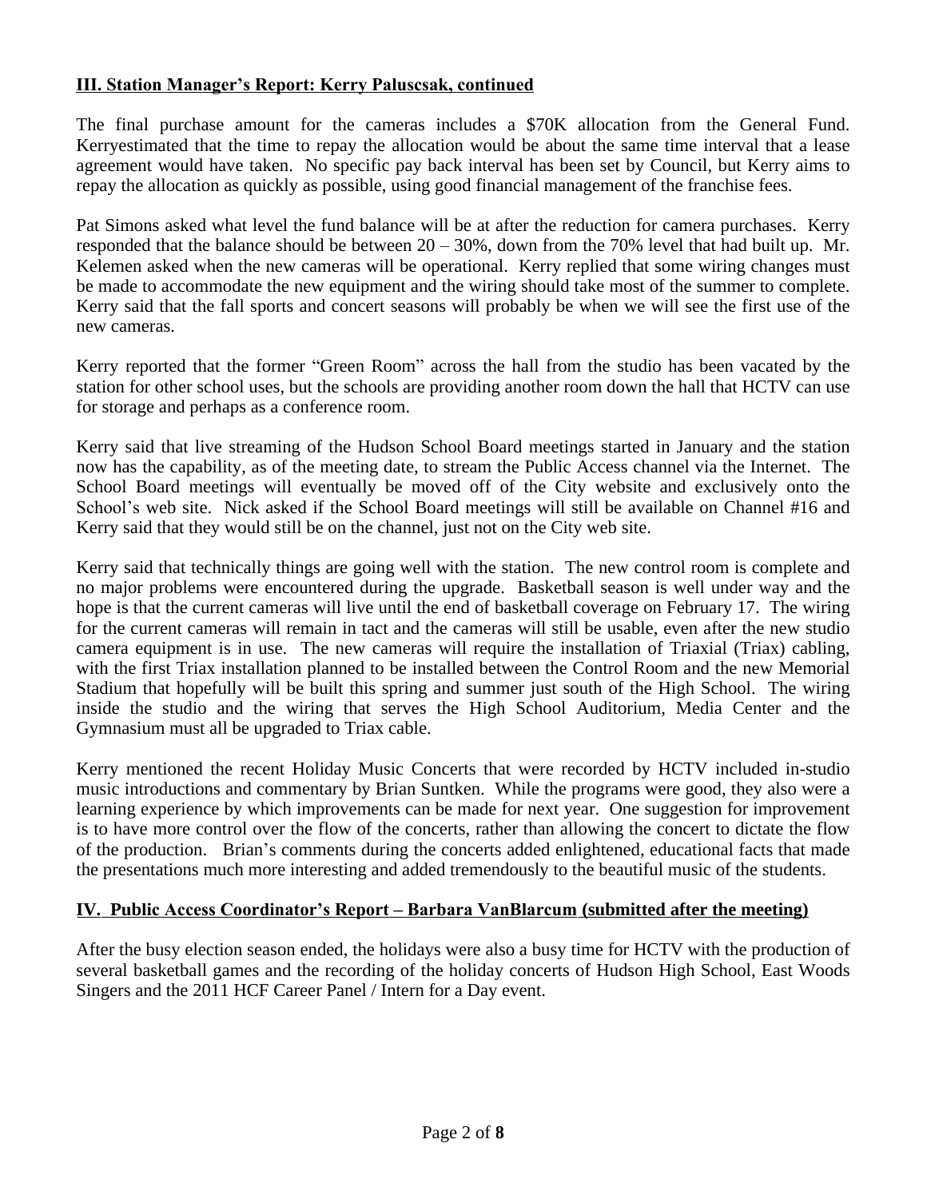**III. Station Manager's Report: Kerry Paluscsak, continued**

The final purchase amount for the cameras includes a \$70K allocation from the General Fund. Kerryestimated that the time to repay the allocation would be about the same time interval that a lease agreement would have taken. No specific pay back interval has been set by Council, but Kerry aims to repay the allocation as quickly as possible, using good financial management of the franchise fees.

Pat Simons asked what level the fund balance will be at after the reduction for camera purchases. Kerry responded that the balance should be between 20 – 30%, down from the 70% level that had built up. Mr. Kelemen asked when the new cameras will be operational. Kerry replied that some wiring changes must be made to accommodate the new equipment and the wiring should take most of the summer to complete. Kerry said that the fall sports and concert seasons will probably be when we will see the first use of the new cameras.

Kerry reported that the former "Green Room" across the hall from the studio has been vacated by the station for other school uses, but the schools are providing another room down the hall that HCTV can use for storage and perhaps as a conference room.

Kerry said that live streaming of the Hudson School Board meetings started in January and the station now has the capability, as of the meeting date, to stream the Public Access channel via the Internet. The School Board meetings will eventually be moved off of the City website and exclusively onto the School's web site. Nick asked if the School Board meetings will still be available on Channel #16 and Kerry said that they would still be on the channel, just not on the City web site.

Kerry said that technically things are going well with the station. The new control room is complete and no major problems were encountered during the upgrade. Basketball season is well under way and the hope is that the current cameras will live until the end of basketball coverage on February 17. The wiring for the current cameras will remain in tact and the cameras will still be usable, even after the new studio camera equipment is in use. The new cameras will require the installation of Triaxial (Triax) cabling, with the first Triax installation planned to be installed between the Control Room and the new Memorial Stadium that hopefully will be built this spring and summer just south of the High School. The wiring inside the studio and the wiring that serves the High School Auditorium, Media Center and the Gymnasium must all be upgraded to Triax cable.

Kerry mentioned the recent Holiday Music Concerts that were recorded by HCTV included in-studio music introductions and commentary by Brian Suntken. While the programs were good, they also were a learning experience by which improvements can be made for next year. One suggestion for improvement is to have more control over the flow of the concerts, rather than allowing the concert to dictate the flow of the production. Brian's comments during the concerts added enlightened, educational facts that made the presentations much more interesting and added tremendously to the beautiful music of the students.

**IV. Public Access Coordinator's Report – Barbara VanBlarcum (submitted after the meeting)**

After the busy election season ended, the holidays were also a busy time for HCTV with the production of several basketball games and the recording of the holiday concerts of Hudson High School, East Woods Singers and the 2011 HCF Career Panel / Intern for a Day event.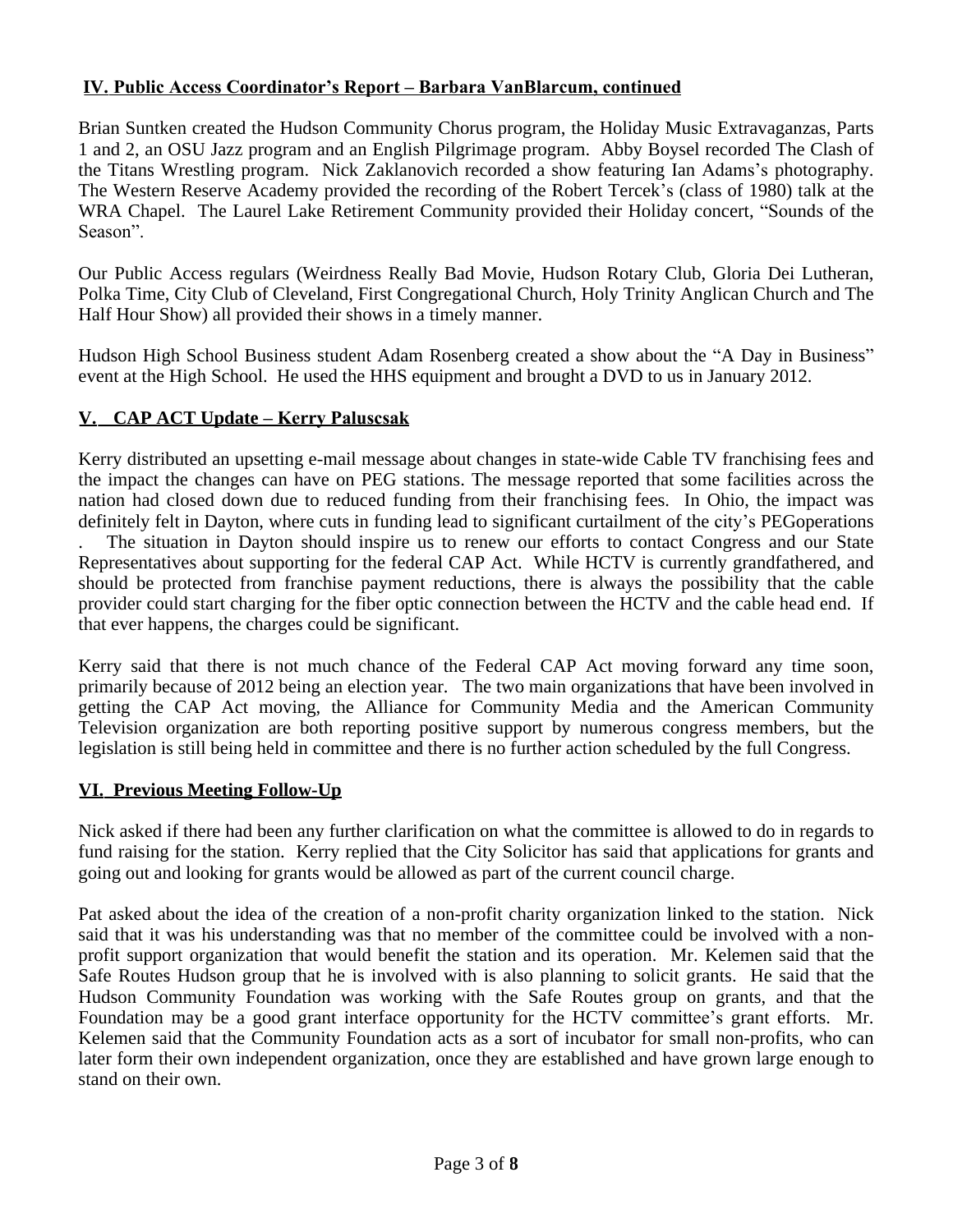## IV. Public Access Coordinator's Report – Barbara VanBlarcum, continued

Brian Suntken created the Hudson Community Chorus program, the Holiday Music Extravaganzas, Parts 1 and 2, an OSU Jazz program and an English Pilgrimage program. Abby Boysel recorded The Clash of the Titans Wrestling program. Nick Zaklanovich recorded a show featuring Ian Adams's photography. The Western Reserve Academy provided the recording of the Robert Tercek's (class of 1980) talk at the WRA Chapel. The Laurel Lake Retirement Community provided their Holiday concert, "Sounds of the Season".

Our Public Access regulars (Weirdness Really Bad Movie, Hudson Rotary Club, Gloria Dei Lutheran, Polka Time, City Club of Cleveland, First Congregational Church, Holy Trinity Anglican Church and The Half Hour Show) all provided their shows in a timely manner.

Hudson High School Business student Adam Rosenberg created a show about the "A Day in Business" event at the High School. He used the HHS equipment and brought a DVD to us in January 2012.

## V. CAP ACT Update – Kerry Paluscsak

Kerry distributed an upsetting e-mail message about changes in state-wide Cable TV franchising fees and the impact the changes can have on PEG stations. The message reported that some facilities across the nation had closed down due to reduced funding from their franchising fees. In Ohio, the impact was definitely felt in Dayton, where cuts in funding lead to significant curtailment of the city's PEGoperations . The situation in Dayton should inspire us to renew our efforts to contact Congress and our State Representatives about supporting for the federal CAP Act. While HCTV is currently grandfathered, and should be protected from franchise payment reductions, there is always the possibility that the cable provider could start charging for the fiber optic connection between the HCTV and the cable head end. If that ever happens, the charges could be significant.

Kerry said that there is not much chance of the Federal CAP Act moving forward any time soon, primarily because of 2012 being an election year. The two main organizations that have been involved in getting the CAP Act moving, the Alliance for Community Media and the American Community Television organization are both reporting positive support by numerous congress members, but the legislation is still being held in committee and there is no further action scheduled by the full Congress.

## VI. Previous Meeting Follow-Up

Nick asked if there had been any further clarification on what the committee is allowed to do in regards to fund raising for the station. Kerry replied that the City Solicitor has said that applications for grants and going out and looking for grants would be allowed as part of the current council charge.

Pat asked about the idea of the creation of a non-profit charity organization linked to the station. Nick said that it was his understanding was that no member of the committee could be involved with a non-profit support organization that would benefit the station and its operation. Mr. Kelemen said that the Safe Routes Hudson group that he is involved with is also planning to solicit grants. He said that the Hudson Community Foundation was working with the Safe Routes group on grants, and that the Foundation may be a good grant interface opportunity for the HCTV committee's grant efforts. Mr. Kelemen said that the Community Foundation acts as a sort of incubator for small non-profits, who can later form their own independent organization, once they are established and have grown large enough to stand on their own.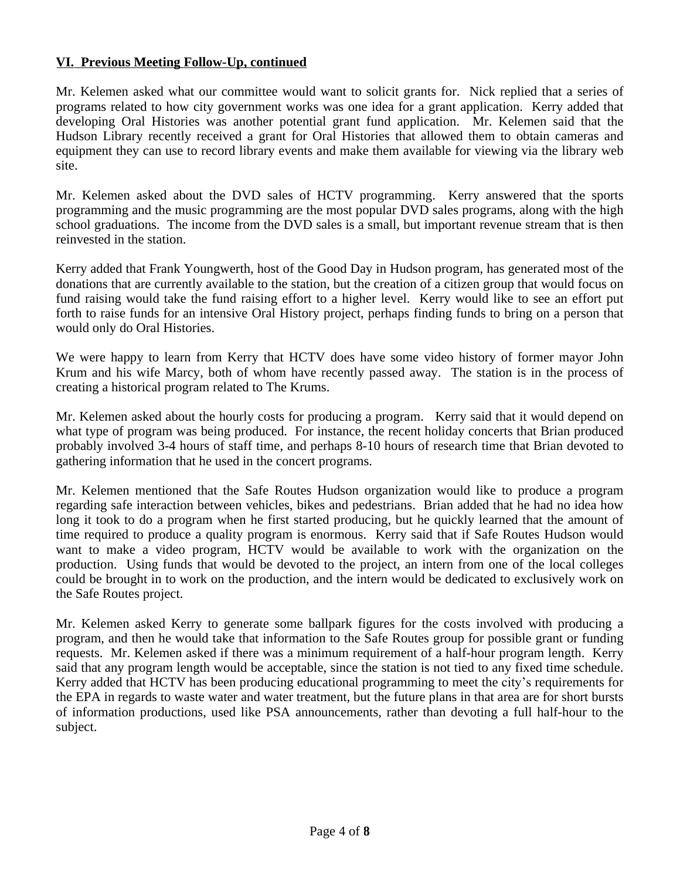## VI. Previous Meeting Follow-Up, continued

Mr. Kelemen asked what our committee would want to solicit grants for. Nick replied that a series of programs related to how city government works was one idea for a grant application. Kerry added that developing Oral Histories was another potential grant fund application. Mr. Kelemen said that the Hudson Library recently received a grant for Oral Histories that allowed them to obtain cameras and equipment they can use to record library events and make them available for viewing via the library web site.

Mr. Kelemen asked about the DVD sales of HCTV programming. Kerry answered that the sports programming and the music programming are the most popular DVD sales programs, along with the high school graduations. The income from the DVD sales is a small, but important revenue stream that is then reinvested in the station.

Kerry added that Frank Youngwerth, host of the Good Day in Hudson program, has generated most of the donations that are currently available to the station, but the creation of a citizen group that would focus on fund raising would take the fund raising effort to a higher level. Kerry would like to see an effort put forth to raise funds for an intensive Oral History project, perhaps finding funds to bring on a person that would only do Oral Histories.

We were happy to learn from Kerry that HCTV does have some video history of former mayor John Krum and his wife Marcy, both of whom have recently passed away. The station is in the process of creating a historical program related to The Krums.

Mr. Kelemen asked about the hourly costs for producing a program. Kerry said that it would depend on what type of program was being produced. For instance, the recent holiday concerts that Brian produced probably involved 3-4 hours of staff time, and perhaps 8-10 hours of research time that Brian devoted to gathering information that he used in the concert programs.

Mr. Kelemen mentioned that the Safe Routes Hudson organization would like to produce a program regarding safe interaction between vehicles, bikes and pedestrians. Brian added that he had no idea how long it took to do a program when he first started producing, but he quickly learned that the amount of time required to produce a quality program is enormous. Kerry said that if Safe Routes Hudson would want to make a video program, HCTV would be available to work with the organization on the production. Using funds that would be devoted to the project, an intern from one of the local colleges could be brought in to work on the production, and the intern would be dedicated to exclusively work on the Safe Routes project.

Mr. Kelemen asked Kerry to generate some ballpark figures for the costs involved with producing a program, and then he would take that information to the Safe Routes group for possible grant or funding requests. Mr. Kelemen asked if there was a minimum requirement of a half-hour program length. Kerry said that any program length would be acceptable, since the station is not tied to any fixed time schedule. Kerry added that HCTV has been producing educational programming to meet the city's requirements for the EPA in regards to waste water and water treatment, but the future plans in that area are for short bursts of information productions, used like PSA announcements, rather than devoting a full half-hour to the subject.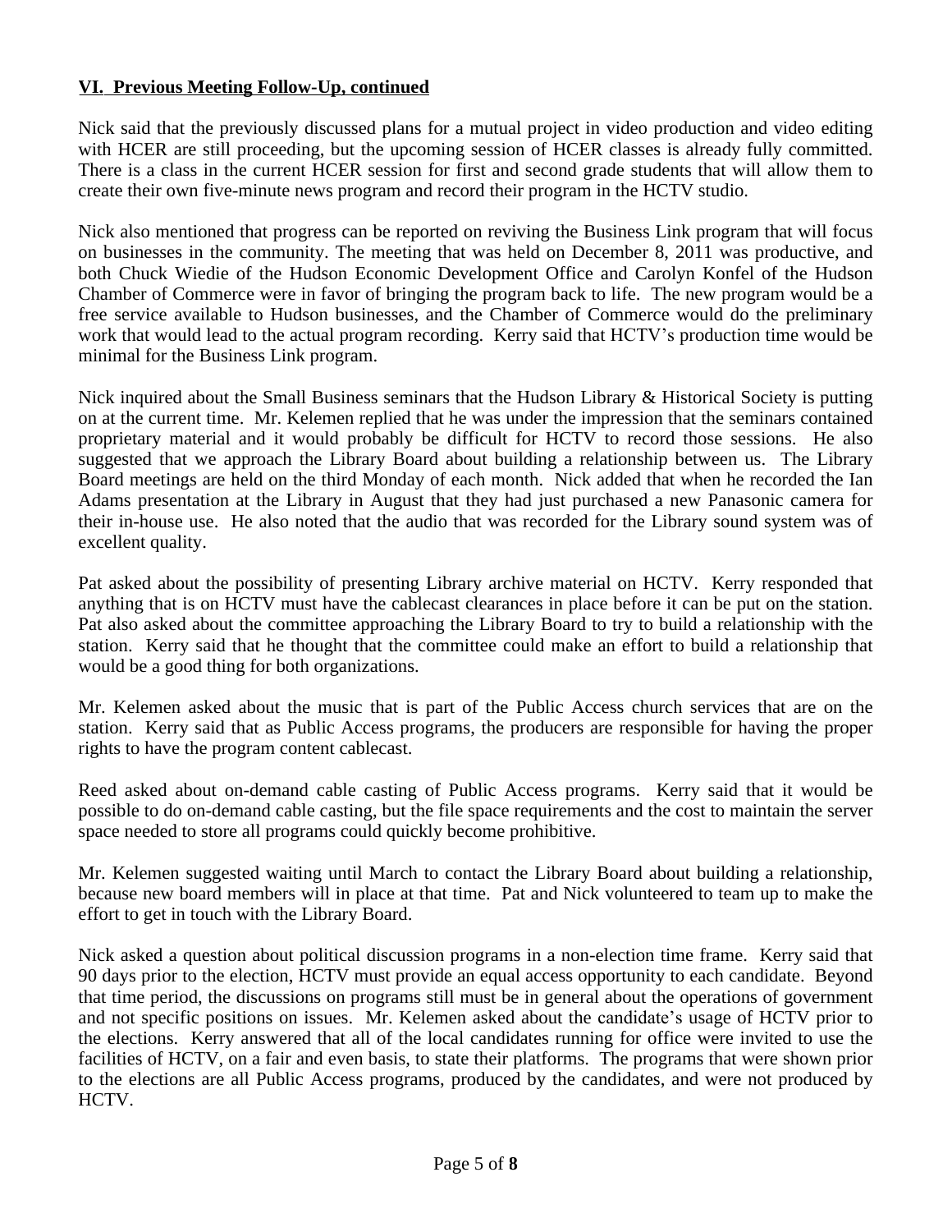## VI. Previous Meeting Follow-Up, continued

Nick said that the previously discussed plans for a mutual project in video production and video editing with HCER are still proceeding, but the upcoming session of HCER classes is already fully committed. There is a class in the current HCER session for first and second grade students that will allow them to create their own five-minute news program and record their program in the HCTV studio.

Nick also mentioned that progress can be reported on reviving the Business Link program that will focus on businesses in the community. The meeting that was held on December 8, 2011 was productive, and both Chuck Wiedie of the Hudson Economic Development Office and Carolyn Konfel of the Hudson Chamber of Commerce were in favor of bringing the program back to life. The new program would be a free service available to Hudson businesses, and the Chamber of Commerce would do the preliminary work that would lead to the actual program recording. Kerry said that HCTV's production time would be minimal for the Business Link program.

Nick inquired about the Small Business seminars that the Hudson Library & Historical Society is putting on at the current time. Mr. Kelemen replied that he was under the impression that the seminars contained proprietary material and it would probably be difficult for HCTV to record those sessions. He also suggested that we approach the Library Board about building a relationship between us. The Library Board meetings are held on the third Monday of each month. Nick added that when he recorded the Ian Adams presentation at the Library in August that they had just purchased a new Panasonic camera for their in-house use. He also noted that the audio that was recorded for the Library sound system was of excellent quality.

Pat asked about the possibility of presenting Library archive material on HCTV. Kerry responded that anything that is on HCTV must have the cablecast clearances in place before it can be put on the station. Pat also asked about the committee approaching the Library Board to try to build a relationship with the station. Kerry said that he thought that the committee could make an effort to build a relationship that would be a good thing for both organizations.

Mr. Kelemen asked about the music that is part of the Public Access church services that are on the station. Kerry said that as Public Access programs, the producers are responsible for having the proper rights to have the program content cablecast.

Reed asked about on-demand cable casting of Public Access programs. Kerry said that it would be possible to do on-demand cable casting, but the file space requirements and the cost to maintain the server space needed to store all programs could quickly become prohibitive.

Mr. Kelemen suggested waiting until March to contact the Library Board about building a relationship, because new board members will in place at that time. Pat and Nick volunteered to team up to make the effort to get in touch with the Library Board.

Nick asked a question about political discussion programs in a non-election time frame. Kerry said that 90 days prior to the election, HCTV must provide an equal access opportunity to each candidate. Beyond that time period, the discussions on programs still must be in general about the operations of government and not specific positions on issues. Mr. Kelemen asked about the candidate's usage of HCTV prior to the elections. Kerry answered that all of the local candidates running for office were invited to use the facilities of HCTV, on a fair and even basis, to state their platforms. The programs that were shown prior to the elections are all Public Access programs, produced by the candidates, and were not produced by HCTV.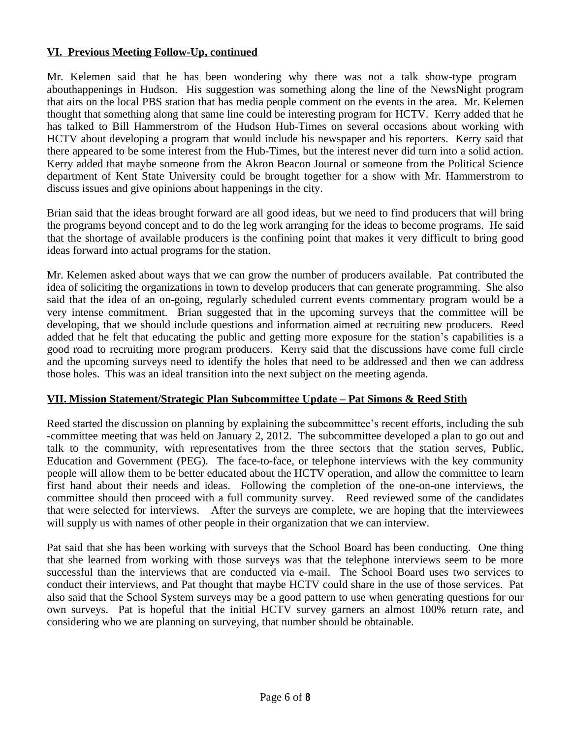**VI. Previous Meeting Follow-Up, continued**

Mr. Kelemen said that he has been wondering why there was not a talk show-type program abouthappenings in Hudson. His suggestion was something along the line of the NewsNight program that airs on the local PBS station that has media people comment on the events in the area. Mr. Kelemen thought that something along that same line could be interesting program for HCTV. Kerry added that he has talked to Bill Hammerstrom of the Hudson Hub-Times on several occasions about working with HCTV about developing a program that would include his newspaper and his reporters. Kerry said that there appeared to be some interest from the Hub-Times, but the interest never did turn into a solid action. Kerry added that maybe someone from the Akron Beacon Journal or someone from the Political Science department of Kent State University could be brought together for a show with Mr. Hammerstrom to discuss issues and give opinions about happenings in the city.

Brian said that the ideas brought forward are all good ideas, but we need to find producers that will bring the programs beyond concept and to do the leg work arranging for the ideas to become programs. He said that the shortage of available producers is the confining point that makes it very difficult to bring good ideas forward into actual programs for the station.

Mr. Kelemen asked about ways that we can grow the number of producers available. Pat contributed the idea of soliciting the organizations in town to develop producers that can generate programming. She also said that the idea of an on-going, regularly scheduled current events commentary program would be a very intense commitment. Brian suggested that in the upcoming surveys that the committee will be developing, that we should include questions and information aimed at recruiting new producers. Reed added that he felt that educating the public and getting more exposure for the station's capabilities is a good road to recruiting more program producers. Kerry said that the discussions have come full circle and the upcoming surveys need to identify the holes that need to be addressed and then we can address those holes. This was an ideal transition into the next subject on the meeting agenda.

**VII. Mission Statement/Strategic Plan Subcommittee Update – Pat Simons & Reed Stith**

Reed started the discussion on planning by explaining the subcommittee's recent efforts, including the sub -committee meeting that was held on January 2, 2012. The subcommittee developed a plan to go out and talk to the community, with representatives from the three sectors that the station serves, Public, Education and Government (PEG). The face-to-face, or telephone interviews with the key community people will allow them to be better educated about the HCTV operation, and allow the committee to learn first hand about their needs and ideas. Following the completion of the one-on-one interviews, the committee should then proceed with a full community survey. Reed reviewed some of the candidates that were selected for interviews. After the surveys are complete, we are hoping that the interviewees will supply us with names of other people in their organization that we can interview.

Pat said that she has been working with surveys that the School Board has been conducting. One thing that she learned from working with those surveys was that the telephone interviews seem to be more successful than the interviews that are conducted via e-mail. The School Board uses two services to conduct their interviews, and Pat thought that maybe HCTV could share in the use of those services. Pat also said that the School System surveys may be a good pattern to use when generating questions for our own surveys. Pat is hopeful that the initial HCTV survey garners an almost 100% return rate, and considering who we are planning on surveying, that number should be obtainable.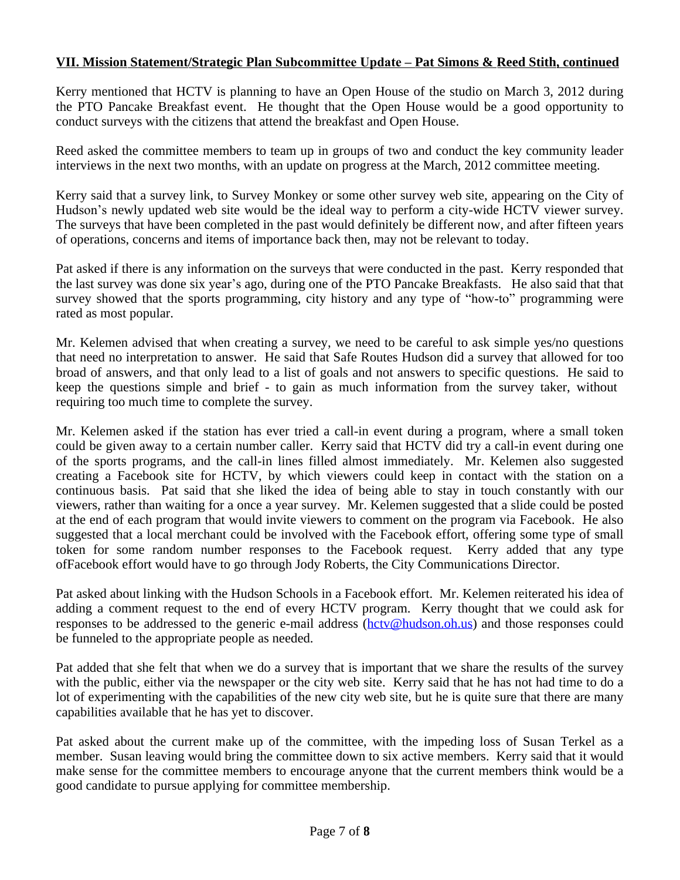**VII. Mission Statement/Strategic Plan Subcommittee Update – Pat Simons & Reed Stith, continued**

Kerry mentioned that HCTV is planning to have an Open House of the studio on March 3, 2012 during the PTO Pancake Breakfast event. He thought that the Open House would be a good opportunity to conduct surveys with the citizens that attend the breakfast and Open House.

Reed asked the committee members to team up in groups of two and conduct the key community leader interviews in the next two months, with an update on progress at the March, 2012 committee meeting.

Kerry said that a survey link, to Survey Monkey or some other survey web site, appearing on the City of Hudson's newly updated web site would be the ideal way to perform a city-wide HCTV viewer survey. The surveys that have been completed in the past would definitely be different now, and after fifteen years of operations, concerns and items of importance back then, may not be relevant to today.

Pat asked if there is any information on the surveys that were conducted in the past. Kerry responded that the last survey was done six year's ago, during one of the PTO Pancake Breakfasts. He also said that that survey showed that the sports programming, city history and any type of "how-to" programming were rated as most popular.

Mr. Kelemen advised that when creating a survey, we need to be careful to ask simple yes/no questions that need no interpretation to answer. He said that Safe Routes Hudson did a survey that allowed for too broad of answers, and that only lead to a list of goals and not answers to specific questions. He said to keep the questions simple and brief - to gain as much information from the survey taker, without requiring too much time to complete the survey.

Mr. Kelemen asked if the station has ever tried a call-in event during a program, where a small token could be given away to a certain number caller. Kerry said that HCTV did try a call-in event during one of the sports programs, and the call-in lines filled almost immediately. Mr. Kelemen also suggested creating a Facebook site for HCTV, by which viewers could keep in contact with the station on a continuous basis. Pat said that she liked the idea of being able to stay in touch constantly with our viewers, rather than waiting for a once a year survey. Mr. Kelemen suggested that a slide could be posted at the end of each program that would invite viewers to comment on the program via Facebook. He also suggested that a local merchant could be involved with the Facebook effort, offering some type of small token for some random number responses to the Facebook request. Kerry added that any type ofFacebook effort would have to go through Jody Roberts, the City Communications Director.

Pat asked about linking with the Hudson Schools in a Facebook effort. Mr. Kelemen reiterated his idea of adding a comment request to the end of every HCTV program. Kerry thought that we could ask for responses to be addressed to the generic e-mail address (hctv@hudson.oh.us) and those responses could be funneled to the appropriate people as needed.

Pat added that she felt that when we do a survey that is important that we share the results of the survey with the public, either via the newspaper or the city web site. Kerry said that he has not had time to do a lot of experimenting with the capabilities of the new city web site, but he is quite sure that there are many capabilities available that he has yet to discover.

Pat asked about the current make up of the committee, with the impeding loss of Susan Terkel as a member. Susan leaving would bring the committee down to six active members. Kerry said that it would make sense for the committee members to encourage anyone that the current members think would be a good candidate to pursue applying for committee membership.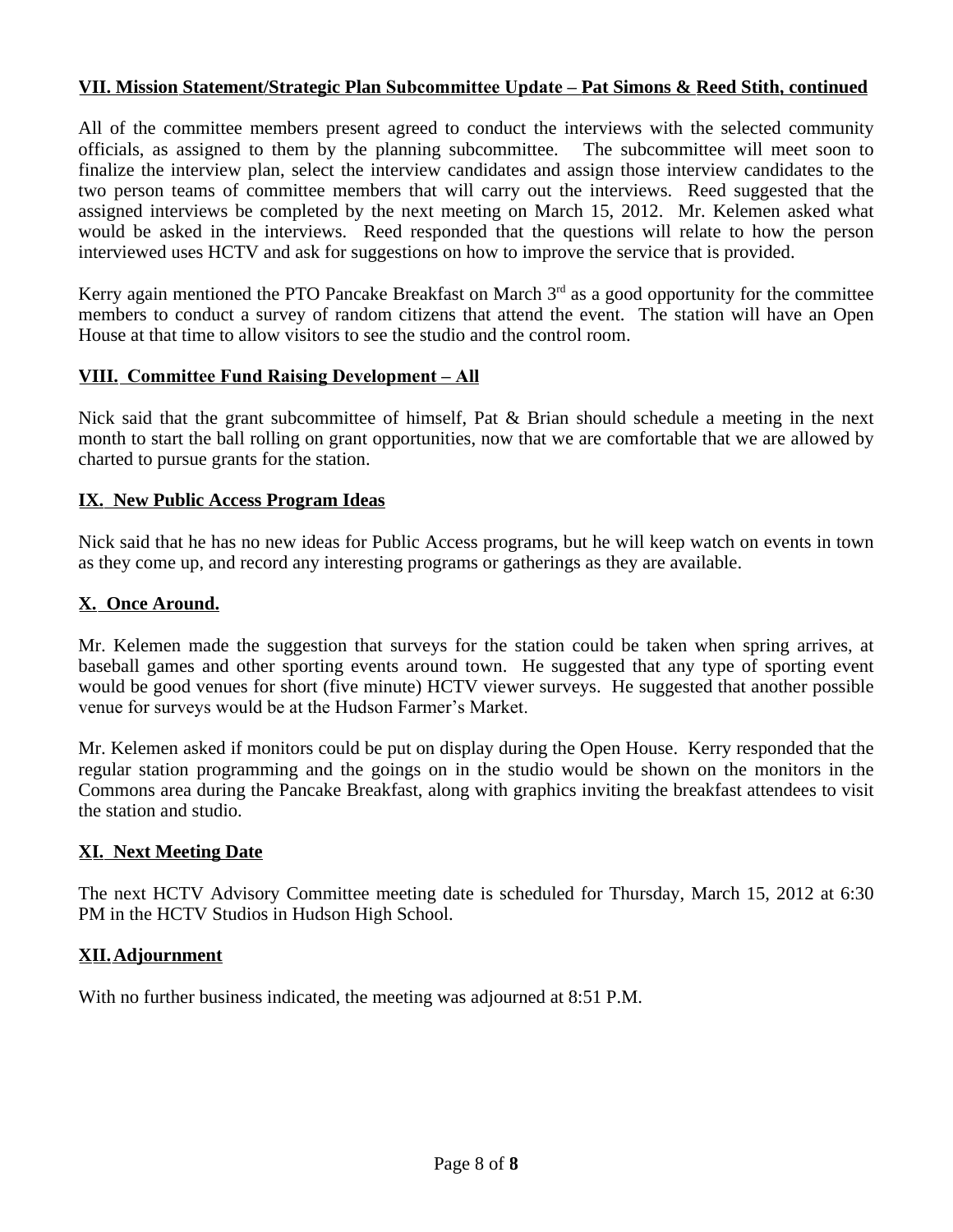### VII. Mission Statement/Strategic Plan Subcommittee Update – Pat Simons & Reed Stith, continued

All of the committee members present agreed to conduct the interviews with the selected community officials, as assigned to them by the planning subcommittee. The subcommittee will meet soon to finalize the interview plan, select the interview candidates and assign those interview candidates to the two person teams of committee members that will carry out the interviews. Reed suggested that the assigned interviews be completed by the next meeting on March 15, 2012. Mr. Kelemen asked what would be asked in the interviews. Reed responded that the questions will relate to how the person interviewed uses HCTV and ask for suggestions on how to improve the service that is provided.

Kerry again mentioned the PTO Pancake Breakfast on March 3rd as a good opportunity for the committee members to conduct a survey of random citizens that attend the event. The station will have an Open House at that time to allow visitors to see the studio and the control room.

### VIII. Committee Fund Raising Development – All

Nick said that the grant subcommittee of himself, Pat & Brian should schedule a meeting in the next month to start the ball rolling on grant opportunities, now that we are comfortable that we are allowed by charted to pursue grants for the station.

### IX. New Public Access Program Ideas

Nick said that he has no new ideas for Public Access programs, but he will keep watch on events in town as they come up, and record any interesting programs or gatherings as they are available.

### X. Once Around.

Mr. Kelemen made the suggestion that surveys for the station could be taken when spring arrives, at baseball games and other sporting events around town. He suggested that any type of sporting event would be good venues for short (five minute) HCTV viewer surveys. He suggested that another possible venue for surveys would be at the Hudson Farmer's Market.

Mr. Kelemen asked if monitors could be put on display during the Open House. Kerry responded that the regular station programming and the goings on in the studio would be shown on the monitors in the Commons area during the Pancake Breakfast, along with graphics inviting the breakfast attendees to visit the station and studio.

### XI. Next Meeting Date

The next HCTV Advisory Committee meeting date is scheduled for Thursday, March 15, 2012 at 6:30 PM in the HCTV Studios in Hudson High School.

### XII. Adjournment

With no further business indicated, the meeting was adjourned at 8:51 P.M.